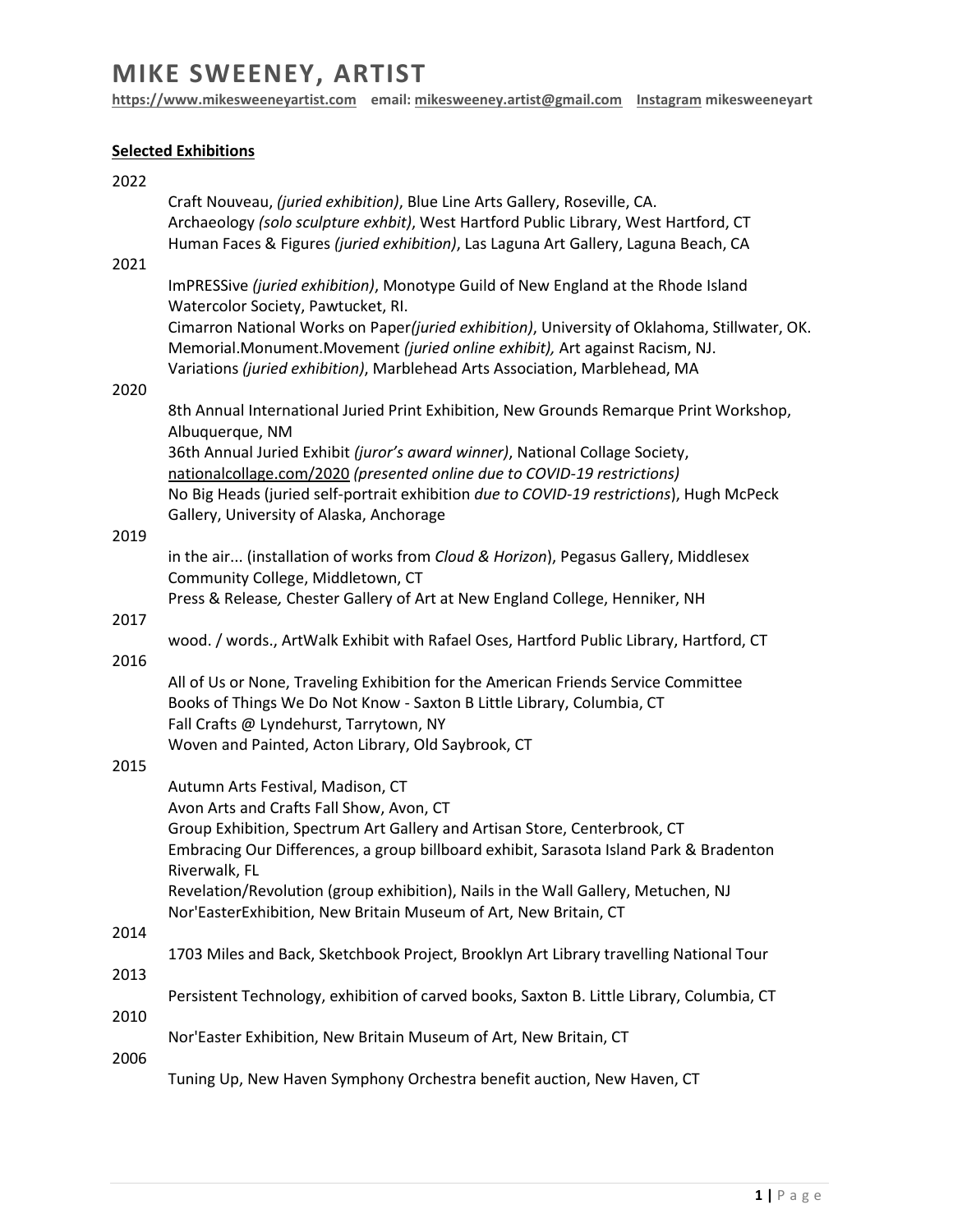# MIKE SWEENEY, ARTIST

**https://www.mikesweeneyartist.com email: mikesweeney.artist@gmail.com Instagram mikesweeneyart**

## Selected Exhibitions

2022

Craft Nouveau, *(juried exhibition)*, Blue Line Arts Gallery, Roseville, CA.
Archaeology *(solo sculpture exhbit)*, West Hartford Public Library, West Hartford, CT
Human Faces & Figures *(juried exhibition)*, Las Laguna Art Gallery, Laguna Beach, CA

2021

ImPRESSive *(juried exhibition)*, Monotype Guild of New England at the Rhode Island Watercolor Society, Pawtucket, RI.
Cimarron National Works on Paper*(juried exhibition)*, University of Oklahoma, Stillwater, OK.
Memorial.Monument.Movement *(juried online exhibit),* Art against Racism, NJ.
Variations *(juried exhibition)*, Marblehead Arts Association, Marblehead, MA

2020

8th Annual International Juried Print Exhibition, New Grounds Remarque Print Workshop, Albuquerque, NM
36th Annual Juried Exhibit *(juror's award winner)*, National Collage Society, nationalcollage.com/2020 *(presented online due to COVID-19 restrictions)*
No Big Heads (juried self-portrait exhibition *due to COVID-19 restrictions*), Hugh McPeck Gallery, University of Alaska, Anchorage

2019

in the air... (installation of works from *Cloud & Horizon*), Pegasus Gallery, Middlesex Community College, Middletown, CT
Press & Release*,* Chester Gallery of Art at New England College, Henniker, NH

2017

wood. / words., ArtWalk Exhibit with Rafael Oses, Hartford Public Library, Hartford, CT

2016

All of Us or None, Traveling Exhibition for the American Friends Service Committee
Books of Things We Do Not Know - Saxton B Little Library, Columbia, CT
Fall Crafts @ Lyndehurst, Tarrytown, NY
Woven and Painted, Acton Library, Old Saybrook, CT

2015

Autumn Arts Festival, Madison, CT
Avon Arts and Crafts Fall Show, Avon, CT
Group Exhibition, Spectrum Art Gallery and Artisan Store, Centerbrook, CT
Embracing Our Differences, a group billboard exhibit, Sarasota Island Park & Bradenton Riverwalk, FL
Revelation/Revolution (group exhibition), Nails in the Wall Gallery, Metuchen, NJ
Nor'EasterExhibition, New Britain Museum of Art, New Britain, CT

2014

1703 Miles and Back, Sketchbook Project, Brooklyn Art Library travelling National Tour

2013

Persistent Technology, exhibition of carved books, Saxton B. Little Library, Columbia, CT

2010

Nor'Easter Exhibition, New Britain Museum of Art, New Britain, CT

2006

Tuning Up, New Haven Symphony Orchestra benefit auction, New Haven, CT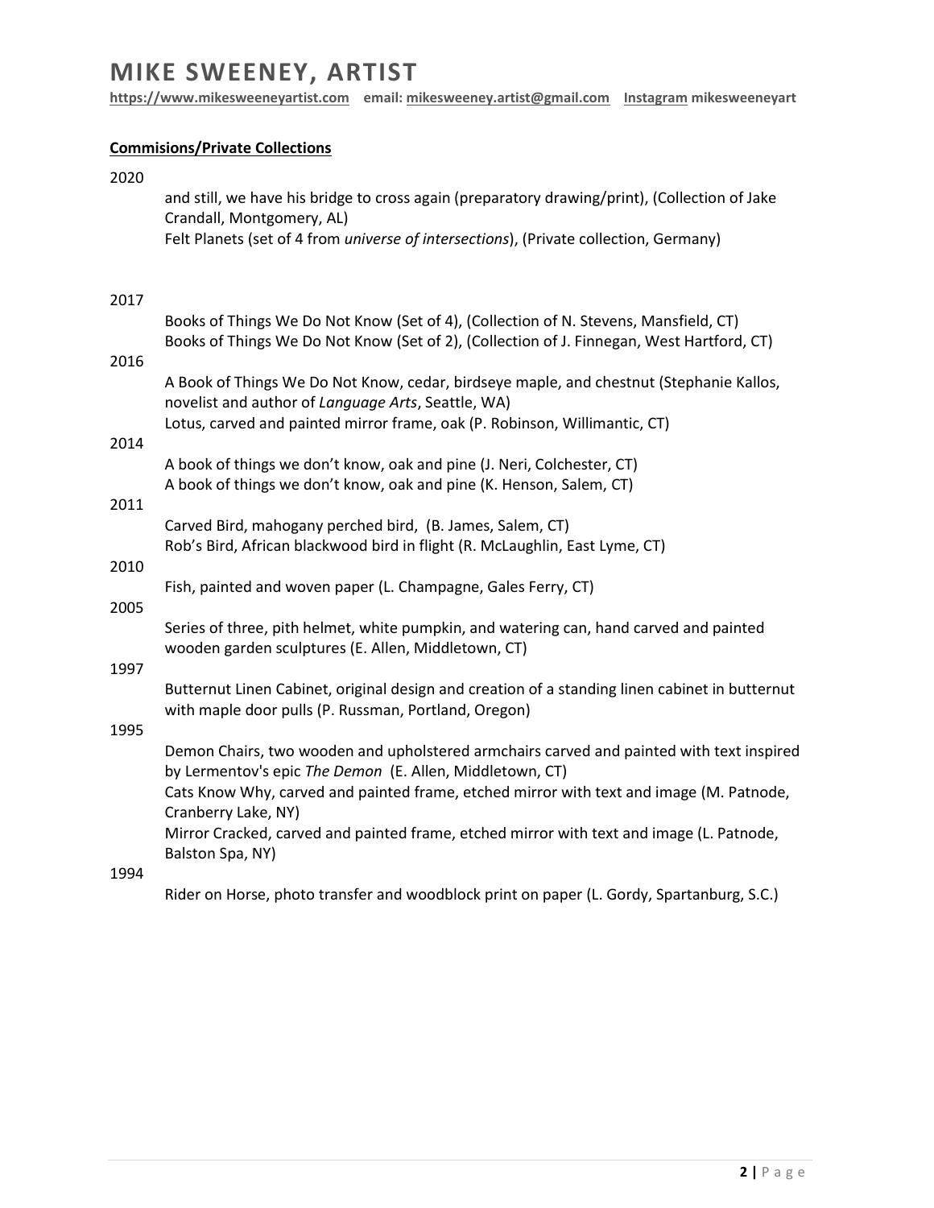# MIKE SWEENEY, ARTIST

**https://www.mikesweeneyartist.com email: mikesweeney.artist@gmail.com Instagram mikesweeneyart**

**Commisions/Private Collections**

2020

and still, we have his bridge to cross again (preparatory drawing/print), (Collection of Jake Crandall, Montgomery, AL)
Felt Planets (set of 4 from *universe of intersections*), (Private collection, Germany)

2017

Books of Things We Do Not Know (Set of 4), (Collection of N. Stevens, Mansfield, CT)
Books of Things We Do Not Know (Set of 2), (Collection of J. Finnegan, West Hartford, CT)

2016

A Book of Things We Do Not Know, cedar, birdseye maple, and chestnut (Stephanie Kallos, novelist and author of *Language Arts*, Seattle, WA)
Lotus, carved and painted mirror frame, oak (P. Robinson, Willimantic, CT)

2014

A book of things we don't know, oak and pine (J. Neri, Colchester, CT)
A book of things we don't know, oak and pine (K. Henson, Salem, CT)

2011

Carved Bird, mahogany perched bird, (B. James, Salem, CT)
Rob's Bird, African blackwood bird in flight (R. McLaughlin, East Lyme, CT)

2010

Fish, painted and woven paper (L. Champagne, Gales Ferry, CT)

2005

Series of three, pith helmet, white pumpkin, and watering can, hand carved and painted wooden garden sculptures (E. Allen, Middletown, CT)

1997

Butternut Linen Cabinet, original design and creation of a standing linen cabinet in butternut with maple door pulls (P. Russman, Portland, Oregon)

1995

Demon Chairs, two wooden and upholstered armchairs carved and painted with text inspired by Lermentov's epic *The Demon* (E. Allen, Middletown, CT)
Cats Know Why, carved and painted frame, etched mirror with text and image (M. Patnode, Cranberry Lake, NY)
Mirror Cracked, carved and painted frame, etched mirror with text and image (L. Patnode, Balston Spa, NY)

1994

Rider on Horse, photo transfer and woodblock print on paper (L. Gordy, Spartanburg, S.C.)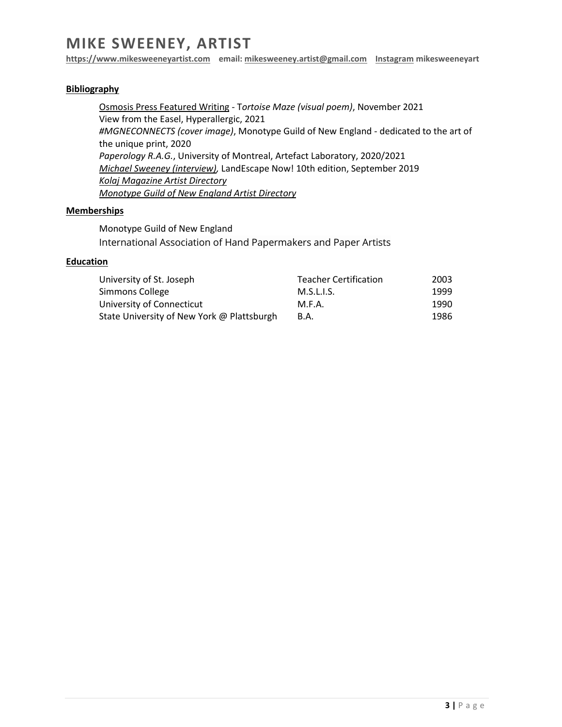# MIKE SWEENEY, ARTIST

**https://www.mikesweeneyartist.com email: mikesweeney.artist@gmail.com Instagram mikesweeneyart**

## Bibliography

Osmosis Press Featured Writing - T*ortoise Maze (visual poem)*, November 2021
View from the Easel, Hyperallergic, 2021
*#MGNECONNECTS (cover image)*, Monotype Guild of New England - dedicated to the art of the unique print, 2020
*Paperology R.A.G.*, University of Montreal, Artefact Laboratory, 2020/2021
*Michael Sweeney (interview),* LandEscape Now! 10th edition, September 2019
*Kolaj Magazine Artist Directory*
*Monotype Guild of New England Artist Directory*

## Memberships

Monotype Guild of New England
International Association of Hand Papermakers and Paper Artists

## Education

| | | |
|---|---|---|
| University of St. Joseph | Teacher Certification | 2003 |
| Simmons College | M.S.L.I.S. | 1999 |
| University of Connecticut | M.F.A. | 1990 |
| State University of New York @ Plattsburgh | B.A. | 1986 |